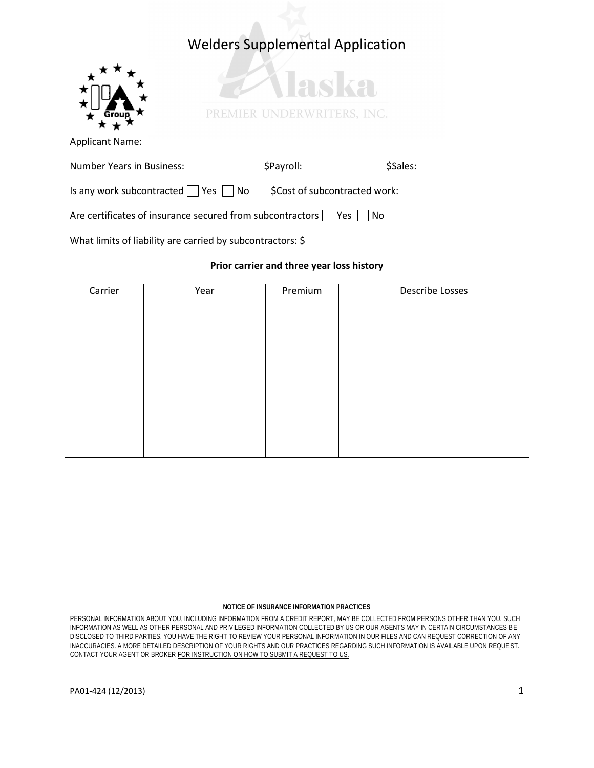# Welders Supplemental Application

PREMIER UNDERWRITERS, INC.

Applicant Name:

Number Years in Business: $Payroll: $Sales:

Is any work subcontracted ☐ Yes ☐ No $Cost of subcontracted work:

Are certificates of insurance secured from subcontractors ☐ Yes ☐ No

What limits of liability are carried by subcontractors: $

**Prior carrier and three year loss history**

| Carrier | Year | Premium | Describe Losses |
|---|---|---|---|
| | | | |

**NOTICE OF INSURANCE INFORMATION PRACTICES**

PERSONAL INFORMATION ABOUT YOU, INCLUDING INFORMATION FROM A CREDIT REPORT, MAY BE COLLECTED FROM PERSONS OTHER THAN YOU. SUCH INFORMATION AS WELL AS OTHER PERSONAL AND PRIVILEGED INFORMATION COLLECTED BY US OR OUR AGENTS MAY IN CERTAIN CIRCUMSTANCES BE DISCLOSED TO THIRD PARTIES. YOU HAVE THE RIGHT TO REVIEW YOUR PERSONAL INFORMATION IN OUR FILES AND CAN REQUEST CORRECTION OF ANY INACCURACIES. A MORE DETAILED DESCRIPTION OF YOUR RIGHTS AND OUR PRACTICES REGARDING SUCH INFORMATION IS AVAILABLE UPON REQUEST. CONTACT YOUR AGENT OR BROKER FOR INSTRUCTION ON HOW TO SUBMIT A REQUEST TO US.

PA01-424 (12/2013)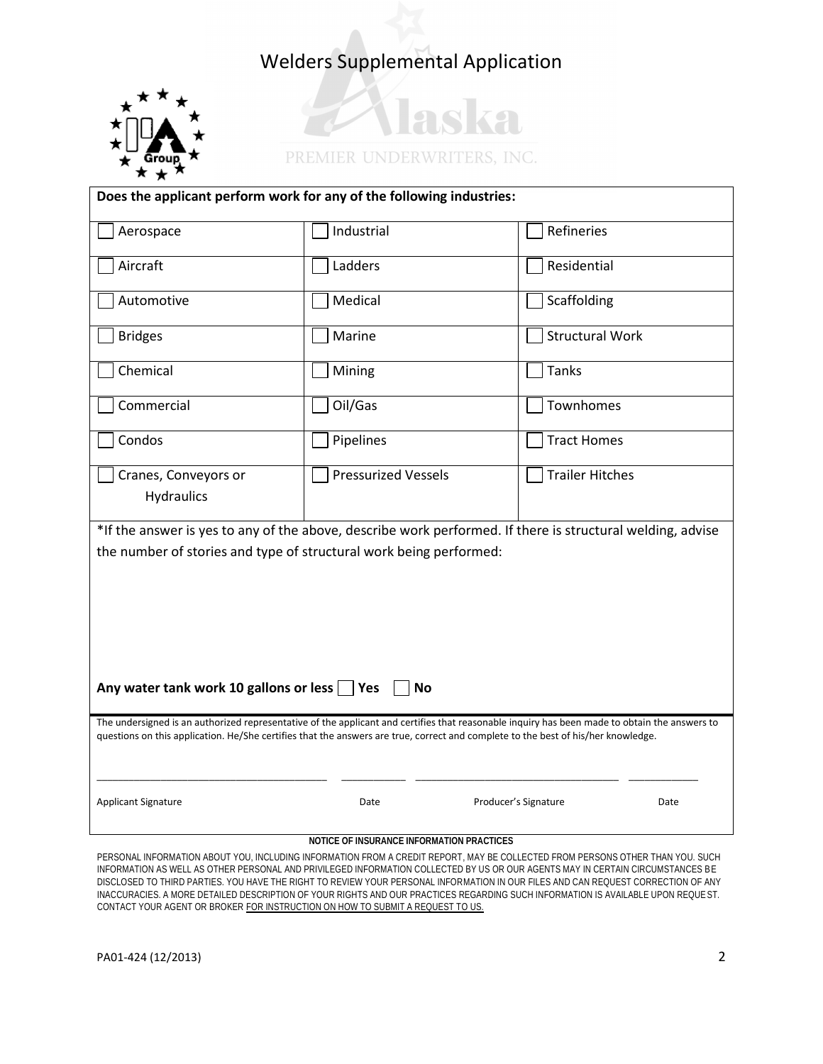# Welders Supplemental Application

Alaska
PREMIER UNDERWRITERS, INC.

**Does the applicant perform work for any of the following industries:**

| | | |
|---|---|---|
| ☐ Aerospace | ☐ Industrial | ☐ Refineries |
| ☐ Aircraft | ☐ Ladders | ☐ Residential |
| ☐ Automotive | ☐ Medical | ☐ Scaffolding |
| ☐ Bridges | ☐ Marine | ☐ Structural Work |
| ☐ Chemical | ☐ Mining | ☐ Tanks |
| ☐ Commercial | ☐ Oil/Gas | ☐ Townhomes |
| ☐ Condos | ☐ Pipelines | ☐ Tract Homes |
| ☐ Cranes, Conveyors or Hydraulics | ☐ Pressurized Vessels | ☐ Trailer Hitches |

*If the answer is yes to any of the above, describe work performed. If there is structural welding, advise the number of stories and type of structural work being performed:

**Any water tank work 10 gallons or less** ☐ **Yes** ☐ **No**

The undersigned is an authorized representative of the applicant and certifies that reasonable inquiry has been made to obtain the answers to questions on this application. He/She certifies that the answers are true, correct and complete to the best of his/her knowledge.

| | | | |
|---|---|---|---|
| _______________________ | __________ | _______________________ | __________ |
| Applicant Signature | Date | Producer's Signature | Date |

**NOTICE OF INSURANCE INFORMATION PRACTICES**

PERSONAL INFORMATION ABOUT YOU, INCLUDING INFORMATION FROM A CREDIT REPORT, MAY BE COLLECTED FROM PERSONS OTHER THAN YOU. SUCH INFORMATION AS WELL AS OTHER PERSONAL AND PRIVILEGED INFORMATION COLLECTED BY US OR OUR AGENTS MAY IN CERTAIN CIRCUMSTANCES BE DISCLOSED TO THIRD PARTIES. YOU HAVE THE RIGHT TO REVIEW YOUR PERSONAL INFORMATION IN OUR FILES AND CAN REQUEST CORRECTION OF ANY INACCURACIES. A MORE DETAILED DESCRIPTION OF YOUR RIGHTS AND OUR PRACTICES REGARDING SUCH INFORMATION IS AVAILABLE UPON REQUEST. CONTACT YOUR AGENT OR BROKER FOR INSTRUCTION ON HOW TO SUBMIT A REQUEST TO US.

PA01-424 (12/2013)